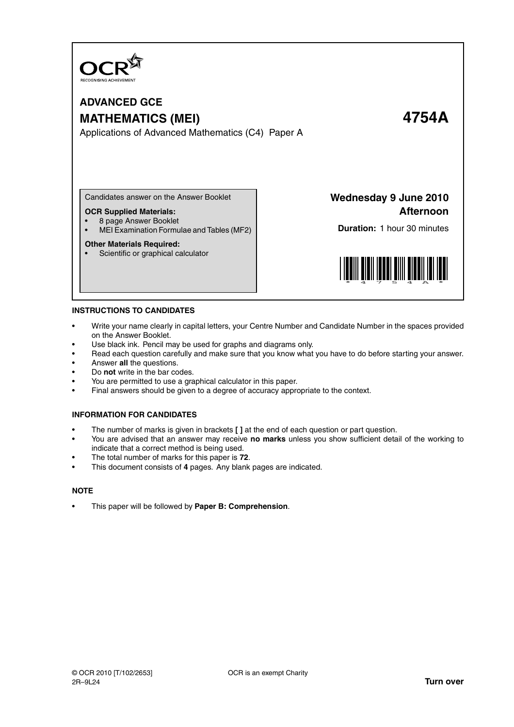OCR
RECOGNISING ACHIEVEMENT

# ADVANCED GCE

# MATHEMATICS (MEI) 4754A

Applications of Advanced Mathematics (C4) Paper A

Candidates answer on the Answer Booklet

**OCR Supplied Materials:**
- 8 page Answer Booklet
- MEI Examination Formulae and Tables (MF2)

**Other Materials Required:**
- Scientific or graphical calculator

**Wednesday 9 June 2010**
**Afternoon**

**Duration:** 1 hour 30 minutes

## INSTRUCTIONS TO CANDIDATES

- Write your name clearly in capital letters, your Centre Number and Candidate Number in the spaces provided on the Answer Booklet.
- Use black ink. Pencil may be used for graphs and diagrams only.
- Read each question carefully and make sure that you know what you have to do before starting your answer.
- Answer **all** the questions.
- Do **not** write in the bar codes.
- You are permitted to use a graphical calculator in this paper.
- Final answers should be given to a degree of accuracy appropriate to the context.

## INFORMATION FOR CANDIDATES

- The number of marks is given in brackets **[ ]** at the end of each question or part question.
- You are advised that an answer may receive **no marks** unless you show sufficient detail of the working to indicate that a correct method is being used.
- The total number of marks for this paper is **72**.
- This document consists of **4** pages. Any blank pages are indicated.

## NOTE

- This paper will be followed by **Paper B: Comprehension**.

© OCR 2010 [T/102/2653]
2R–9L24

OCR is an exempt Charity

**Turn over**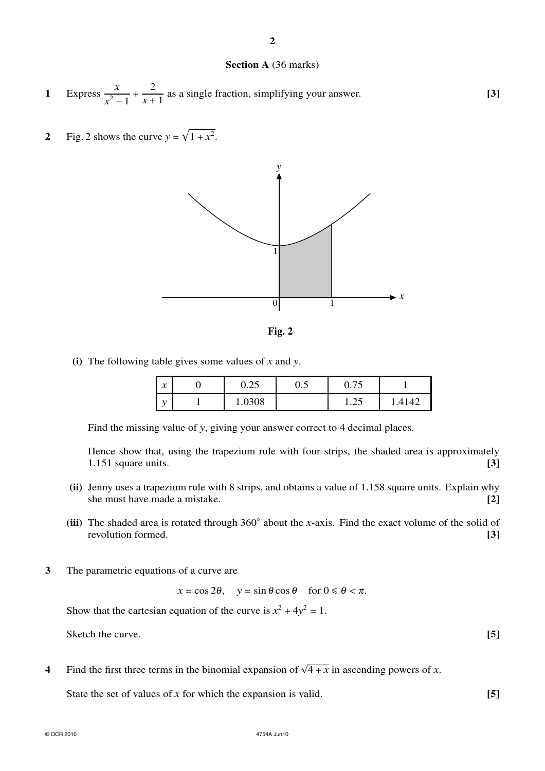## Section A (36 marks)

**1** Express $\dfrac{x}{x^2 - 1} + \dfrac{2}{x + 1}$ as a single fraction, simplifying your answer. **[3]**

**2** Fig. 2 shows the curve $y = \sqrt{1 + x^2}$.

**Fig. 2**

**(i)** The following table gives some values of $x$ and $y$.

| $x$ | 0 | 0.25 | 0.5 | 0.75 | 1 |
|---|---|---|---|---|---|
| $y$ | 1 | 1.0308 | | 1.25 | 1.4142 |

Find the missing value of $y$, giving your answer correct to 4 decimal places.

Hence show that, using the trapezium rule with four strips, the shaded area is approximately 1.151 square units. **[3]**

**(ii)** Jenny uses a trapezium rule with 8 strips, and obtains a value of 1.158 square units. Explain why she must have made a mistake. **[2]**

**(iii)** The shaded area is rotated through 360° about the $x$-axis. Find the exact volume of the solid of revolution formed. **[3]**

**3** The parametric equations of a curve are

$$x = \cos 2\theta, \quad y = \sin\theta\cos\theta \quad \text{for } 0 \leqslant \theta < \pi.$$

Show that the cartesian equation of the curve is $x^2 + 4y^2 = 1$.

Sketch the curve. **[5]**

**4** Find the first three terms in the binomial expansion of $\sqrt{4 + x}$ in ascending powers of $x$.

State the set of values of $x$ for which the expansion is valid. **[5]**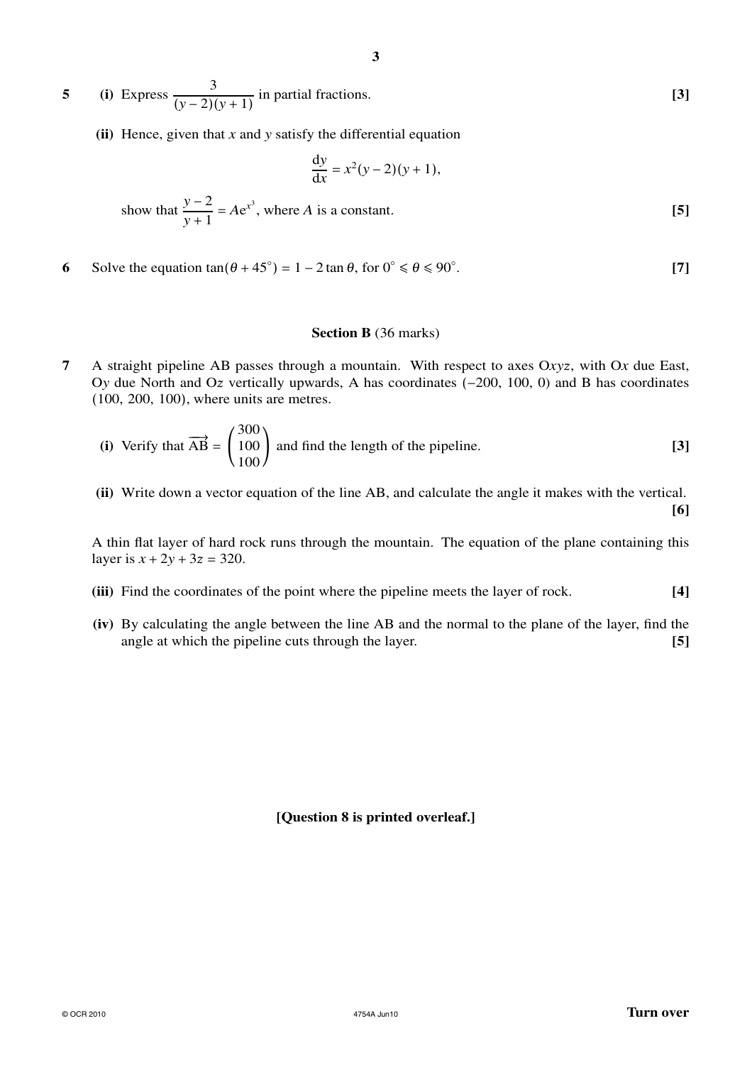**5** **(i)** Express $\dfrac{3}{(y-2)(y+1)}$ in partial fractions. **[3]**

**(ii)** Hence, given that $x$ and $y$ satisfy the differential equation

$$\frac{\mathrm{d}y}{\mathrm{d}x} = x^2(y-2)(y+1),$$

show that $\dfrac{y-2}{y+1} = A\mathrm{e}^{x^3}$, where $A$ is a constant. **[5]**

**6** Solve the equation $\tan(\theta + 45°) = 1 - 2\tan\theta$, for $0° \leqslant \theta \leqslant 90°$. **[7]**

## Section B (36 marks)

**7** A straight pipeline AB passes through a mountain. With respect to axes O$xyz$, with O$x$ due East, O$y$ due North and O$z$ vertically upwards, A has coordinates $(-200, 100, 0)$ and B has coordinates $(100, 200, 100)$, where units are metres.

**(i)** Verify that $\overrightarrow{\mathrm{AB}} = \begin{pmatrix} 300 \\ 100 \\ 100 \end{pmatrix}$ and find the length of the pipeline. **[3]**

**(ii)** Write down a vector equation of the line AB, and calculate the angle it makes with the vertical. **[6]**

A thin flat layer of hard rock runs through the mountain. The equation of the plane containing this layer is $x + 2y + 3z = 320$.

**(iii)** Find the coordinates of the point where the pipeline meets the layer of rock. **[4]**

**(iv)** By calculating the angle between the line AB and the normal to the plane of the layer, find the angle at which the pipeline cuts through the layer. **[5]**

**[Question 8 is printed overleaf.]**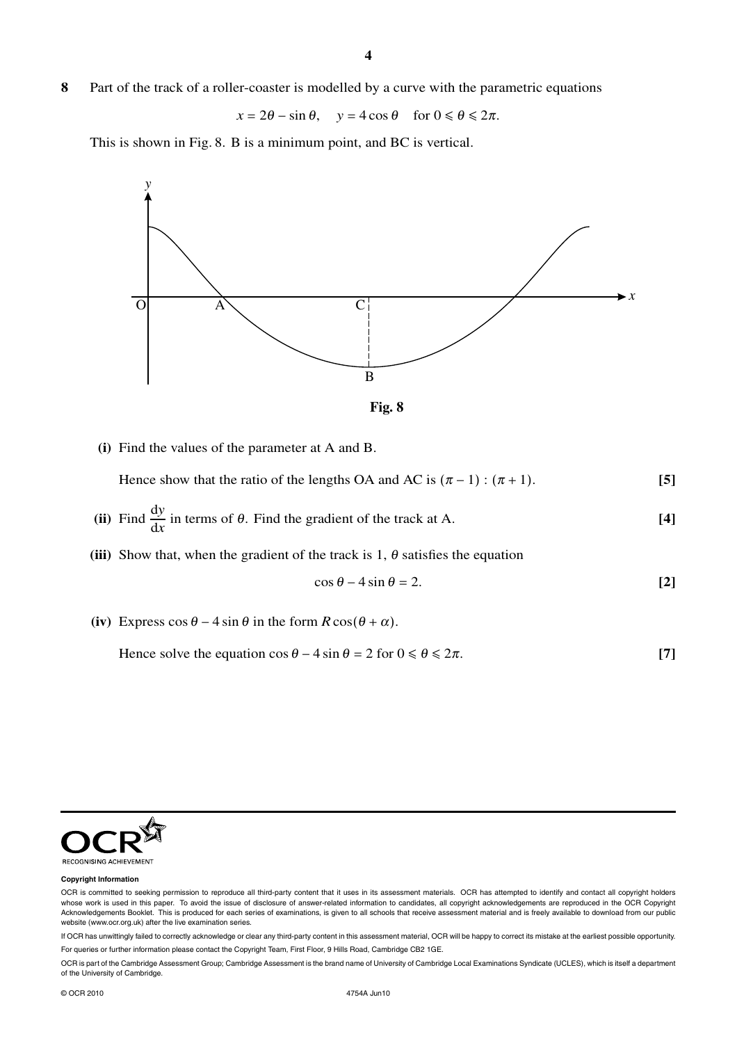**8** Part of the track of a roller-coaster is modelled by a curve with the parametric equations

$$x = 2\theta - \sin\theta, \quad y = 4\cos\theta \quad \text{for } 0 \leqslant \theta \leqslant 2\pi.$$

This is shown in Fig. 8. B is a minimum point, and BC is vertical.

y

x

O

A

C

B

**Fig. 8**

**(i)** Find the values of the parameter at A and B.

Hence show that the ratio of the lengths OA and AC is $(\pi - 1) : (\pi + 1)$. **[5]**

**(ii)** Find $\dfrac{dy}{dx}$ in terms of $\theta$. Find the gradient of the track at A. **[4]**

**(iii)** Show that, when the gradient of the track is 1, $\theta$ satisfies the equation

$$\cos\theta - 4\sin\theta = 2.$$ **[2]**

**(iv)** Express $\cos\theta - 4\sin\theta$ in the form $R\cos(\theta + \alpha)$.

Hence solve the equation $\cos\theta - 4\sin\theta = 2$ for $0 \leqslant \theta \leqslant 2\pi$. **[7]**

**Copyright Information**

OCR is committed to seeking permission to reproduce all third-party content that it uses in its assessment materials. OCR has attempted to identify and contact all copyright holders whose work is used in this paper. To avoid the issue of disclosure of answer-related information to candidates, all copyright acknowledgements are reproduced in the OCR Copyright Acknowledgements Booklet. This is produced for each series of examinations, is given to all schools that receive assessment material and is freely available to download from our public website (www.ocr.org.uk) after the live examination series.

If OCR has unwittingly failed to correctly acknowledge or clear any third-party content in this assessment material, OCR will be happy to correct its mistake at the earliest possible opportunity.

For queries or further information please contact the Copyright Team, First Floor, 9 Hills Road, Cambridge CB2 1GE.

OCR is part of the Cambridge Assessment Group; Cambridge Assessment is the brand name of University of Cambridge Local Examinations Syndicate (UCLES), which is itself a department of the University of Cambridge.

© OCR 2010 4754A Jun10